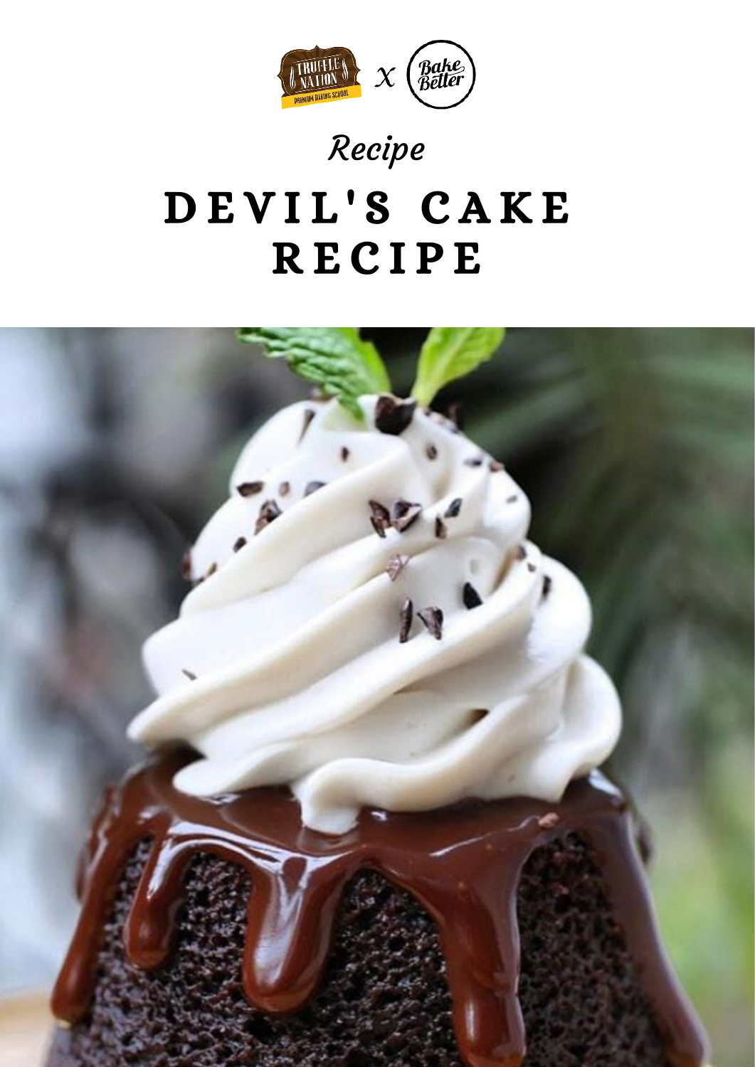TRUFFLE NATION PREMIUM BAKING SCHOOL x Bake Better

*Recipe*

# DEVIL'S CAKE RECIPE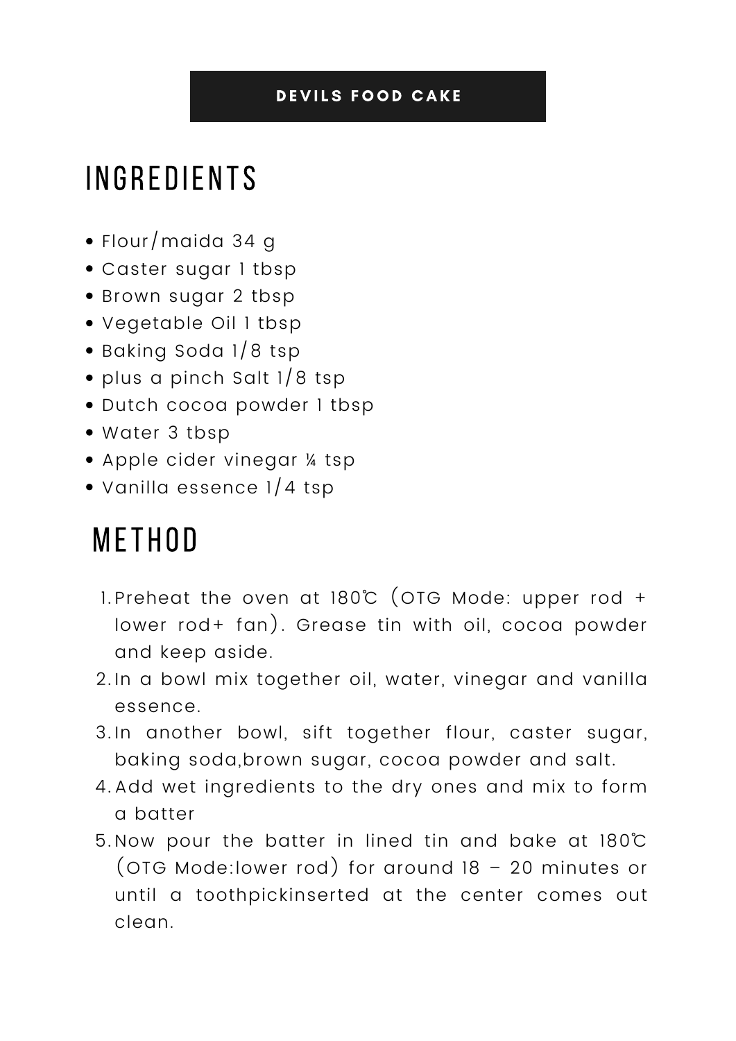# DEVILS FOOD CAKE

## INGREDIENTS

- Flour/maida 34 g
- Caster sugar 1 tbsp
- Brown sugar 2 tbsp
- Vegetable Oil 1 tbsp
- Baking Soda 1/8 tsp
- plus a pinch Salt 1/8 tsp
- Dutch cocoa powder 1 tbsp
- Water 3 tbsp
- Apple cider vinegar ¼ tsp
- Vanilla essence 1/4 tsp

## METHOD

1. Preheat the oven at 180℃ (OTG Mode: upper rod + lower rod+ fan). Grease tin with oil, cocoa powder and keep aside.
2. In a bowl mix together oil, water, vinegar and vanilla essence.
3. In another bowl, sift together flour, caster sugar, baking soda,brown sugar, cocoa powder and salt.
4. Add wet ingredients to the dry ones and mix to form a batter
5. Now pour the batter in lined tin and bake at 180℃ (OTG Mode:lower rod) for around 18 – 20 minutes or until a toothpickinserted at the center comes out clean.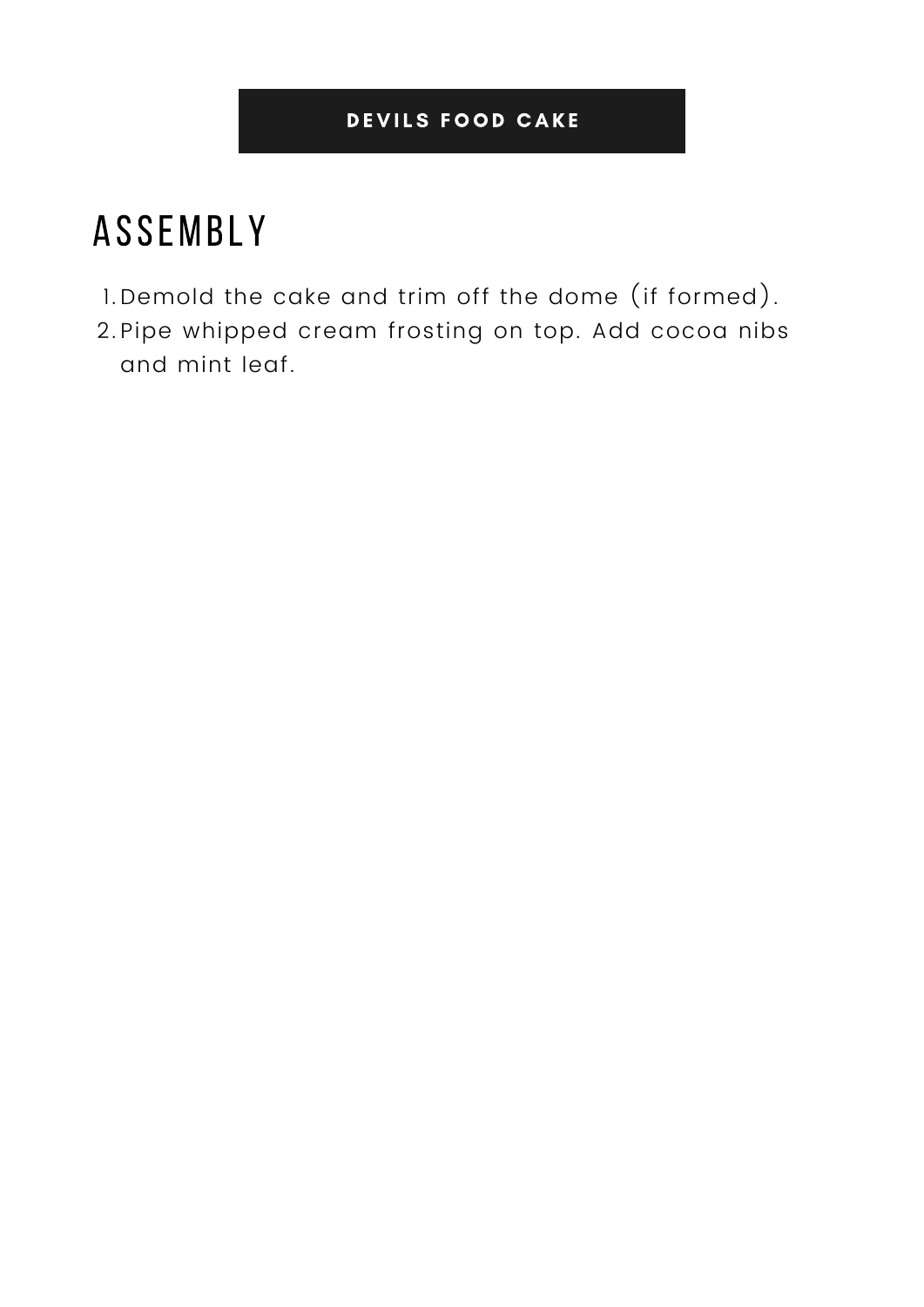**DEVILS FOOD CAKE**

# ASSEMBLY

1. Demold the cake and trim off the dome (if formed).
2. Pipe whipped cream frosting on top. Add cocoa nibs and mint leaf.